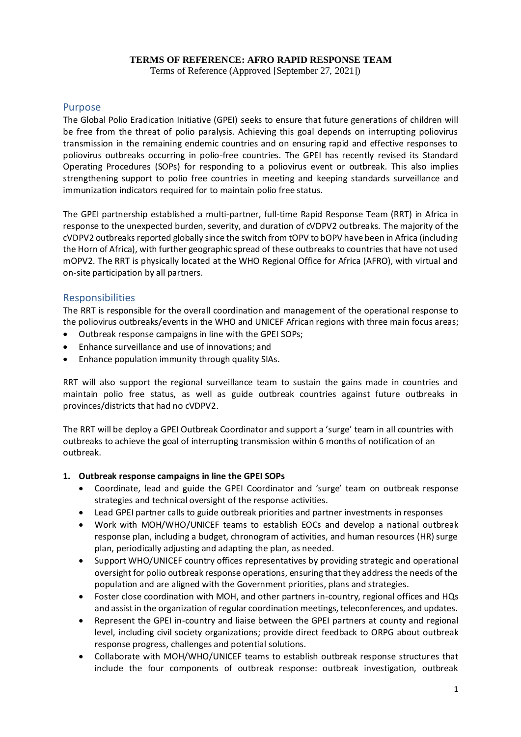**TERMS OF REFERENCE: AFRO RAPID RESPONSE TEAM**

Terms of Reference (Approved [September 27, 2021])

## Purpose

The Global Polio Eradication Initiative (GPEI) seeks to ensure that future generations of children will be free from the threat of polio paralysis. Achieving this goal depends on interrupting poliovirus transmission in the remaining endemic countries and on ensuring rapid and effective responses to poliovirus outbreaks occurring in polio-free countries. The GPEI has recently revised its Standard Operating Procedures (SOPs) for responding to a poliovirus event or outbreak. This also implies strengthening support to polio free countries in meeting and keeping standards surveillance and immunization indicators required for to maintain polio free status.

The GPEI partnership established a multi-partner, full-time Rapid Response Team (RRT) in Africa in response to the unexpected burden, severity, and duration of cVDPV2 outbreaks. The majority of the cVDPV2 outbreaks reported globally since the switch from tOPV to bOPV have been in Africa (including the Horn of Africa), with further geographic spread of these outbreaks to countries that have not used mOPV2. The RRT is physically located at the WHO Regional Office for Africa (AFRO), with virtual and on-site participation by all partners.

## Responsibilities

The RRT is responsible for the overall coordination and management of the operational response to the poliovirus outbreaks/events in the WHO and UNICEF African regions with three main focus areas;

- Outbreak response campaigns in line with the GPEI SOPs;
- Enhance surveillance and use of innovations; and
- Enhance population immunity through quality SIAs.

RRT will also support the regional surveillance team to sustain the gains made in countries and maintain polio free status, as well as guide outbreak countries against future outbreaks in provinces/districts that had no cVDPV2.

The RRT will be deploy a GPEI Outbreak Coordinator and support a 'surge' team in all countries with outbreaks to achieve the goal of interrupting transmission within 6 months of notification of an outbreak.

**1. Outbreak response campaigns in line the GPEI SOPs**

- Coordinate, lead and guide the GPEI Coordinator and 'surge' team on outbreak response strategies and technical oversight of the response activities.
- Lead GPEI partner calls to guide outbreak priorities and partner investments in responses
- Work with MOH/WHO/UNICEF teams to establish EOCs and develop a national outbreak response plan, including a budget, chronogram of activities, and human resources (HR) surge plan, periodically adjusting and adapting the plan, as needed.
- Support WHO/UNICEF country offices representatives by providing strategic and operational oversight for polio outbreak response operations, ensuring that they address the needs of the population and are aligned with the Government priorities, plans and strategies.
- Foster close coordination with MOH, and other partners in-country, regional offices and HQs and assist in the organization of regular coordination meetings, teleconferences, and updates.
- Represent the GPEI in-country and liaise between the GPEI partners at county and regional level, including civil society organizations; provide direct feedback to ORPG about outbreak response progress, challenges and potential solutions.
- Collaborate with MOH/WHO/UNICEF teams to establish outbreak response structures that include the four components of outbreak response: outbreak investigation, outbreak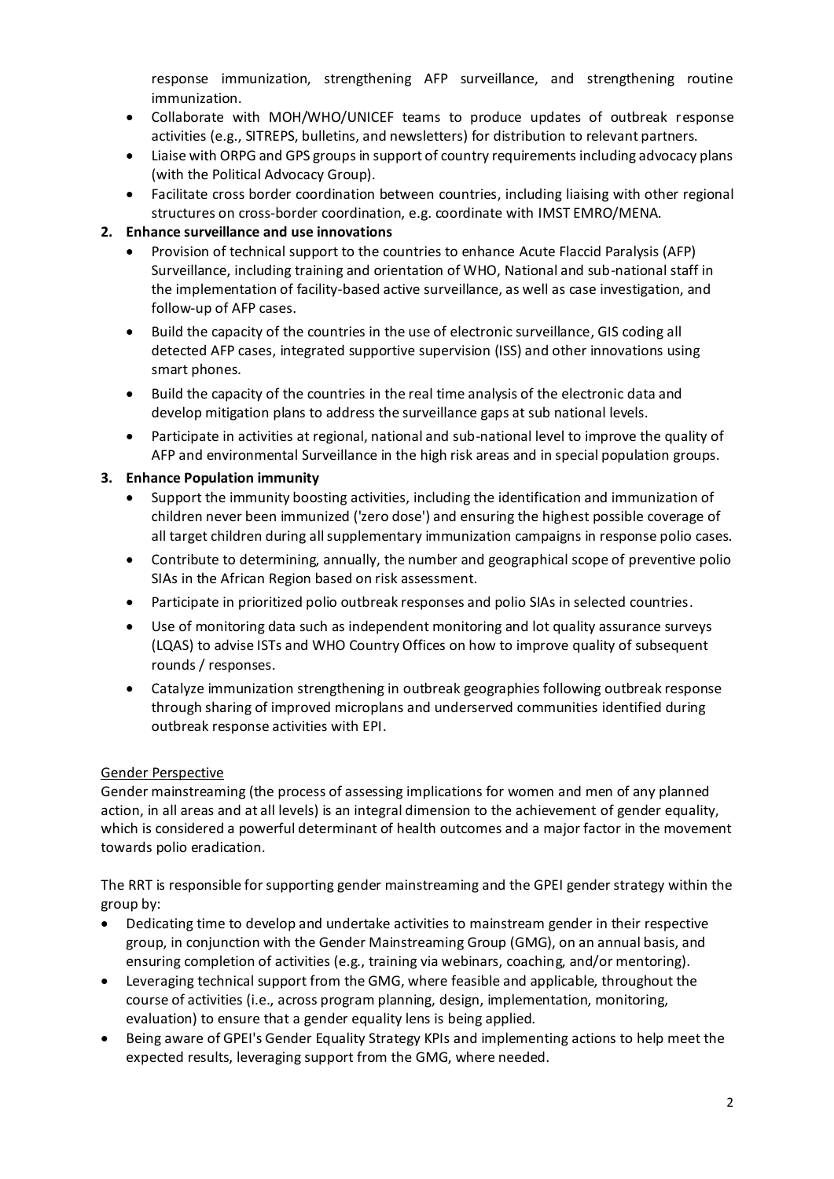response immunization, strengthening AFP surveillance, and strengthening routine immunization.
- Collaborate with MOH/WHO/UNICEF teams to produce updates of outbreak response activities (e.g., SITREPS, bulletins, and newsletters) for distribution to relevant partners.
- Liaise with ORPG and GPS groups in support of country requirements including advocacy plans (with the Political Advocacy Group).
- Facilitate cross border coordination between countries, including liaising with other regional structures on cross-border coordination, e.g. coordinate with IMST EMRO/MENA.

**2. Enhance surveillance and use innovations**

- Provision of technical support to the countries to enhance Acute Flaccid Paralysis (AFP) Surveillance, including training and orientation of WHO, National and sub-national staff in the implementation of facility-based active surveillance, as well as case investigation, and follow-up of AFP cases.
- Build the capacity of the countries in the use of electronic surveillance, GIS coding all detected AFP cases, integrated supportive supervision (ISS) and other innovations using smart phones.
- Build the capacity of the countries in the real time analysis of the electronic data and develop mitigation plans to address the surveillance gaps at sub national levels.
- Participate in activities at regional, national and sub-national level to improve the quality of AFP and environmental Surveillance in the high risk areas and in special population groups.

**3. Enhance Population immunity**

- Support the immunity boosting activities, including the identification and immunization of children never been immunized ('zero dose') and ensuring the highest possible coverage of all target children during all supplementary immunization campaigns in response polio cases.
- Contribute to determining, annually, the number and geographical scope of preventive polio SIAs in the African Region based on risk assessment.
- Participate in prioritized polio outbreak responses and polio SIAs in selected countries.
- Use of monitoring data such as independent monitoring and lot quality assurance surveys (LQAS) to advise ISTs and WHO Country Offices on how to improve quality of subsequent rounds / responses.
- Catalyze immunization strengthening in outbreak geographies following outbreak response through sharing of improved microplans and underserved communities identified during outbreak response activities with EPI.

<u>Gender Perspective</u>

Gender mainstreaming (the process of assessing implications for women and men of any planned action, in all areas and at all levels) is an integral dimension to the achievement of gender equality, which is considered a powerful determinant of health outcomes and a major factor in the movement towards polio eradication.

The RRT is responsible for supporting gender mainstreaming and the GPEI gender strategy within the group by:

- Dedicating time to develop and undertake activities to mainstream gender in their respective group, in conjunction with the Gender Mainstreaming Group (GMG), on an annual basis, and ensuring completion of activities (e.g., training via webinars, coaching, and/or mentoring).
- Leveraging technical support from the GMG, where feasible and applicable, throughout the course of activities (i.e., across program planning, design, implementation, monitoring, evaluation) to ensure that a gender equality lens is being applied.
- Being aware of GPEI's Gender Equality Strategy KPIs and implementing actions to help meet the expected results, leveraging support from the GMG, where needed.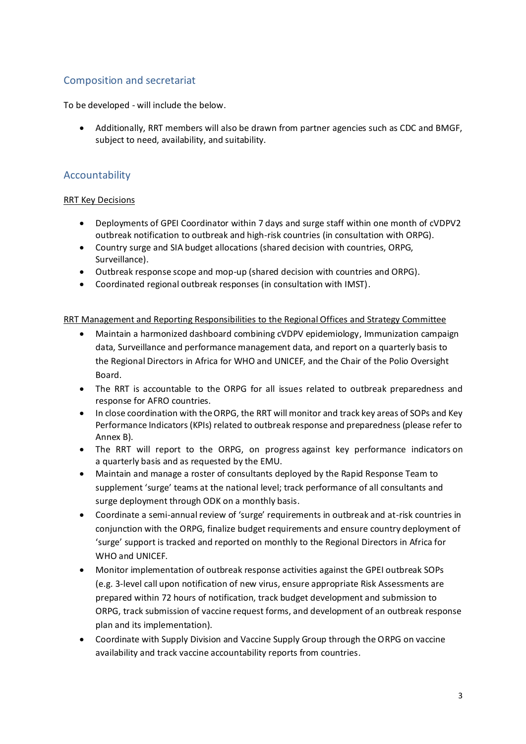## Composition and secretariat

To be developed - will include the below.

- Additionally, RRT members will also be drawn from partner agencies such as CDC and BMGF, subject to need, availability, and suitability.

## Accountability

<u>RRT Key Decisions</u>

- Deployments of GPEI Coordinator within 7 days and surge staff within one month of cVDPV2 outbreak notification to outbreak and high-risk countries (in consultation with ORPG).
- Country surge and SIA budget allocations (shared decision with countries, ORPG, Surveillance).
- Outbreak response scope and mop-up (shared decision with countries and ORPG).
- Coordinated regional outbreak responses (in consultation with IMST).

<u>RRT Management and Reporting Responsibilities to the Regional Offices and Strategy Committee</u>

- Maintain a harmonized dashboard combining cVDPV epidemiology, Immunization campaign data, Surveillance and performance management data, and report on a quarterly basis to the Regional Directors in Africa for WHO and UNICEF, and the Chair of the Polio Oversight Board.
- The RRT is accountable to the ORPG for all issues related to outbreak preparedness and response for AFRO countries.
- In close coordination with the ORPG, the RRT will monitor and track key areas of SOPs and Key Performance Indicators (KPIs) related to outbreak response and preparedness (please refer to Annex B).
- The RRT will report to the ORPG, on progress against key performance indicators on a quarterly basis and as requested by the EMU.
- Maintain and manage a roster of consultants deployed by the Rapid Response Team to supplement 'surge' teams at the national level; track performance of all consultants and surge deployment through ODK on a monthly basis.
- Coordinate a semi-annual review of 'surge' requirements in outbreak and at-risk countries in conjunction with the ORPG, finalize budget requirements and ensure country deployment of 'surge' support is tracked and reported on monthly to the Regional Directors in Africa for WHO and UNICEF.
- Monitor implementation of outbreak response activities against the GPEI outbreak SOPs (e.g. 3-level call upon notification of new virus, ensure appropriate Risk Assessments are prepared within 72 hours of notification, track budget development and submission to ORPG, track submission of vaccine request forms, and development of an outbreak response plan and its implementation).
- Coordinate with Supply Division and Vaccine Supply Group through the ORPG on vaccine availability and track vaccine accountability reports from countries.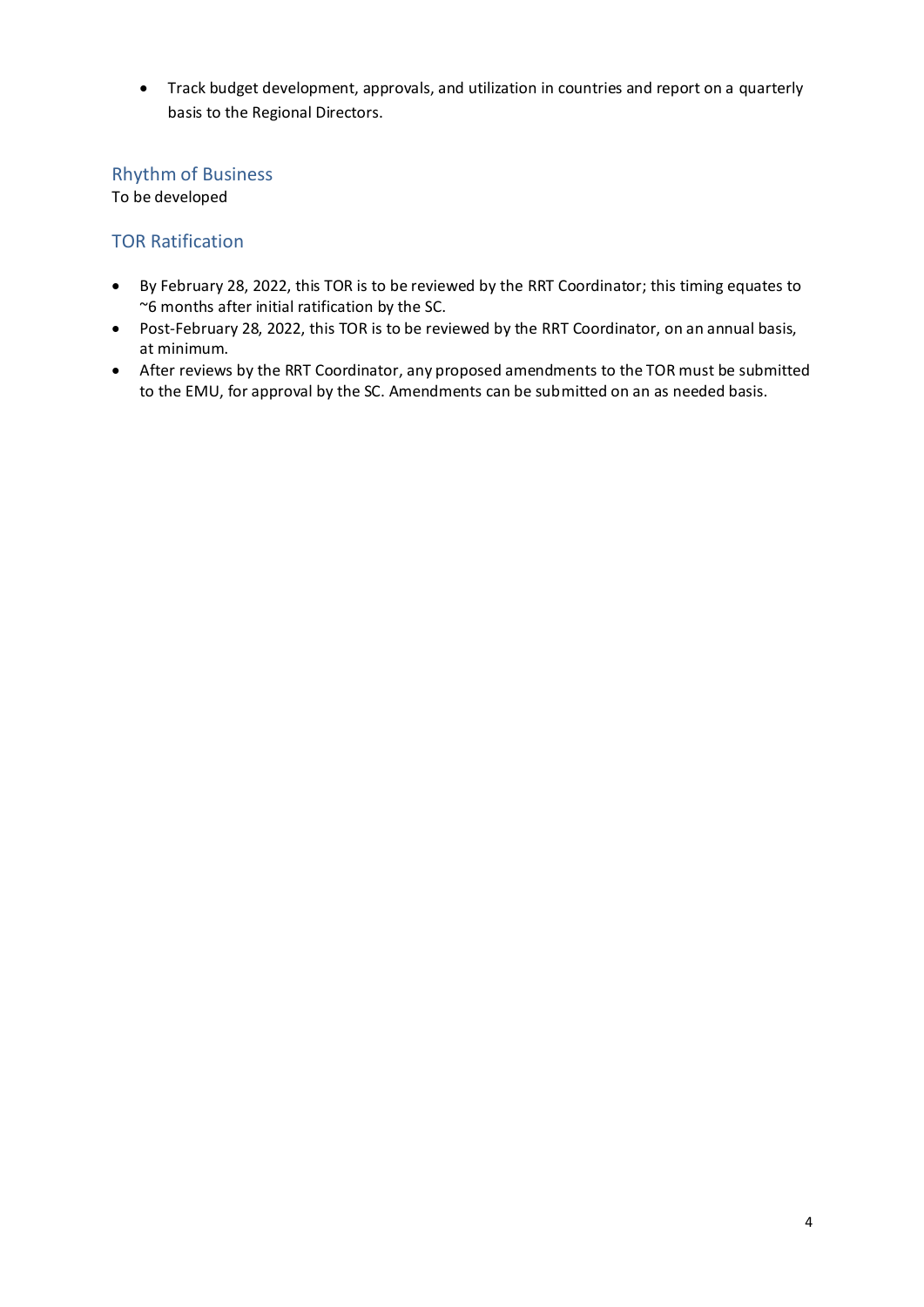- Track budget development, approvals, and utilization in countries and report on a quarterly basis to the Regional Directors.

## Rhythm of Business

To be developed

## TOR Ratification

- By February 28, 2022, this TOR is to be reviewed by the RRT Coordinator; this timing equates to ~6 months after initial ratification by the SC.
- Post-February 28, 2022, this TOR is to be reviewed by the RRT Coordinator, on an annual basis, at minimum.
- After reviews by the RRT Coordinator, any proposed amendments to the TOR must be submitted to the EMU, for approval by the SC. Amendments can be submitted on an as needed basis.